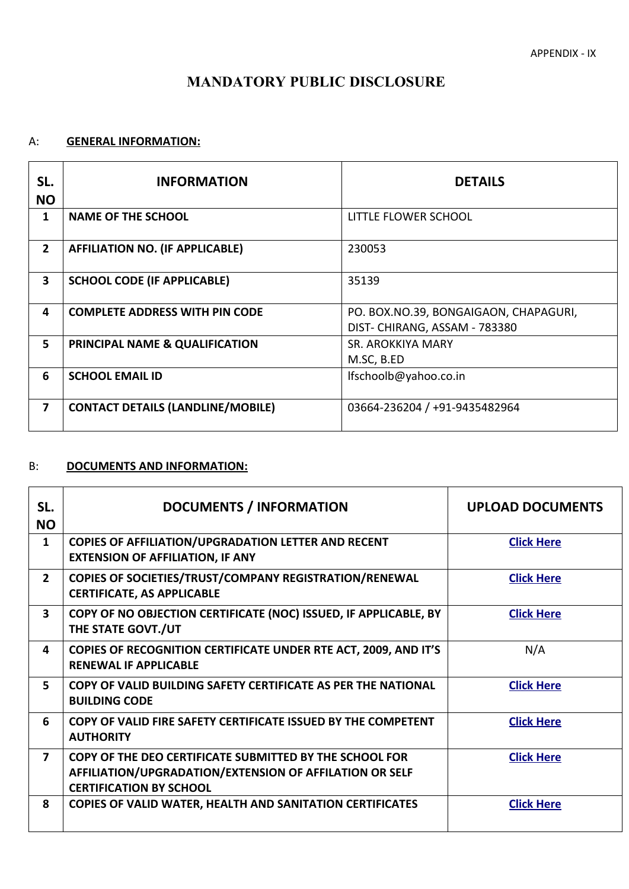APPENDIX - IX

# MANDATORY PUBLIC DISCLOSURE

## A: GENERAL INFORMATION:

| SL. NO | INFORMATION | DETAILS |
|---|---|---|
| 1 | **NAME OF THE SCHOOL** | LITTLE FLOWER SCHOOL |
| 2 | **AFFILIATION NO. (IF APPLICABLE)** | 230053 |
| 3 | **SCHOOL CODE (IF APPLICABLE)** | 35139 |
| 4 | **COMPLETE ADDRESS WITH PIN CODE** | PO. BOX.NO.39, BONGAIGAON, CHAPAGURI, DIST- CHIRANG, ASSAM - 783380 |
| 5 | **PRINCIPAL NAME & QUALIFICATION** | SR. AROKKIYA MARY M.SC, B.ED |
| 6 | **SCHOOL EMAIL ID** | lfschoolb@yahoo.co.in |
| 7 | **CONTACT DETAILS (LANDLINE/MOBILE)** | 03664-236204 / +91-9435482964 |

## B: DOCUMENTS AND INFORMATION:

| SL. NO | DOCUMENTS / INFORMATION | UPLOAD DOCUMENTS |
|---|---|---|
| 1 | **COPIES OF AFFILIATION/UPGRADATION LETTER AND RECENT EXTENSION OF AFFILIATION, IF ANY** | Click Here |
| 2 | **COPIES OF SOCIETIES/TRUST/COMPANY REGISTRATION/RENEWAL CERTIFICATE, AS APPLICABLE** | Click Here |
| 3 | **COPY OF NO OBJECTION CERTIFICATE (NOC) ISSUED, IF APPLICABLE, BY THE STATE GOVT./UT** | Click Here |
| 4 | **COPIES OF RECOGNITION CERTIFICATE UNDER RTE ACT, 2009, AND IT'S RENEWAL IF APPLICABLE** | N/A |
| 5 | **COPY OF VALID BUILDING SAFETY CERTIFICATE AS PER THE NATIONAL BUILDING CODE** | Click Here |
| 6 | **COPY OF VALID FIRE SAFETY CERTIFICATE ISSUED BY THE COMPETENT AUTHORITY** | Click Here |
| 7 | **COPY OF THE DEO CERTIFICATE SUBMITTED BY THE SCHOOL FOR AFFILIATION/UPGRADATION/EXTENSION OF AFFILATION OR SELF CERTIFICATION BY SCHOOL** | Click Here |
| 8 | **COPIES OF VALID WATER, HEALTH AND SANITATION CERTIFICATES** | Click Here |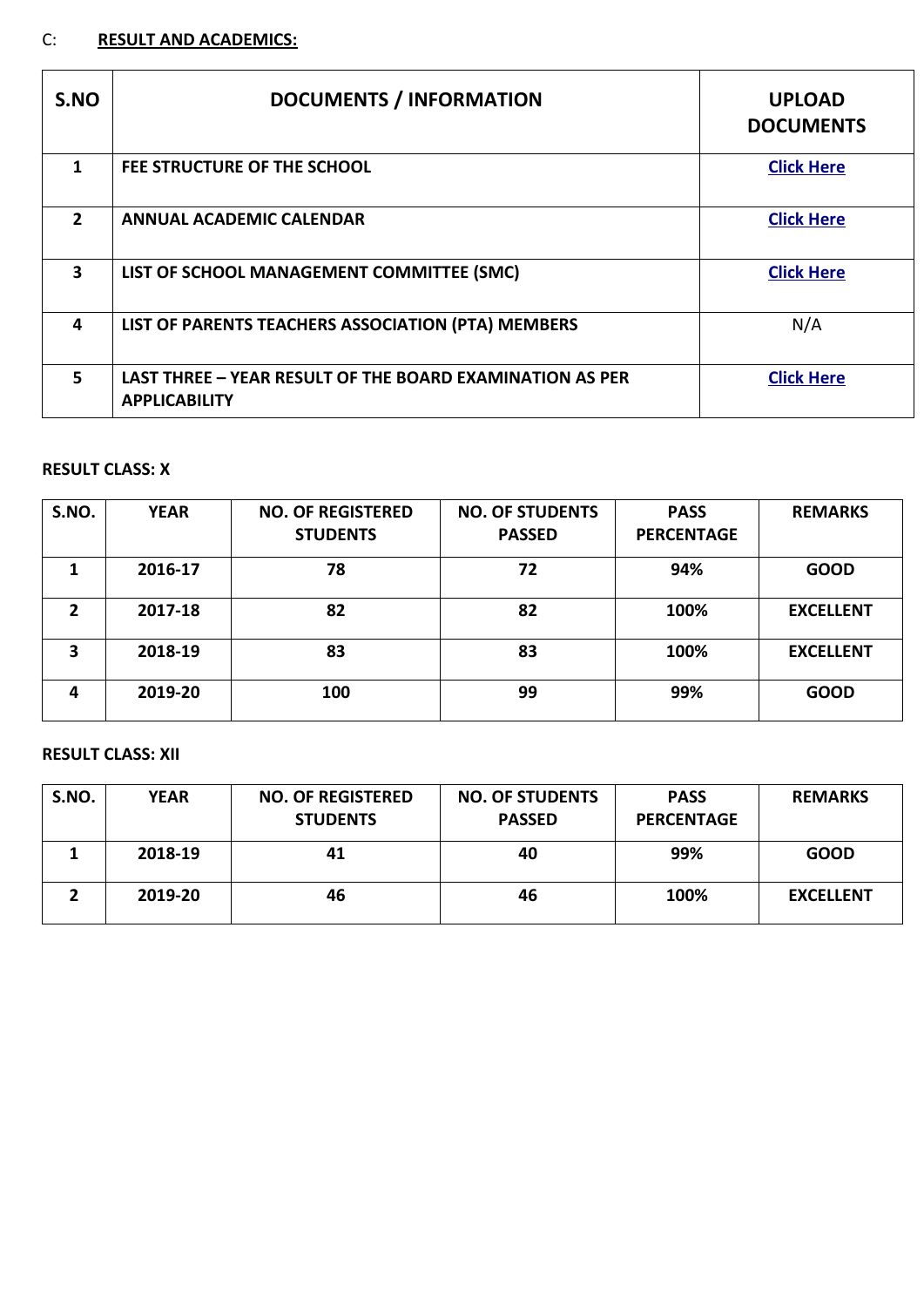C: **RESULT AND ACADEMICS:**

| S.NO | DOCUMENTS / INFORMATION | UPLOAD DOCUMENTS |
|---|---|---|
| 1 | FEE STRUCTURE OF THE SCHOOL | Click Here |
| 2 | ANNUAL ACADEMIC CALENDAR | Click Here |
| 3 | LIST OF SCHOOL MANAGEMENT COMMITTEE (SMC) | Click Here |
| 4 | LIST OF PARENTS TEACHERS ASSOCIATION (PTA) MEMBERS | N/A |
| 5 | LAST THREE – YEAR RESULT OF THE BOARD EXAMINATION AS PER APPLICABILITY | Click Here |

**RESULT CLASS: X**

| S.NO. | YEAR | NO. OF REGISTERED STUDENTS | NO. OF STUDENTS PASSED | PASS PERCENTAGE | REMARKS |
|---|---|---|---|---|---|
| 1 | 2016-17 | 78 | 72 | 94% | GOOD |
| 2 | 2017-18 | 82 | 82 | 100% | EXCELLENT |
| 3 | 2018-19 | 83 | 83 | 100% | EXCELLENT |
| 4 | 2019-20 | 100 | 99 | 99% | GOOD |

**RESULT CLASS: XII**

| S.NO. | YEAR | NO. OF REGISTERED STUDENTS | NO. OF STUDENTS PASSED | PASS PERCENTAGE | REMARKS |
|---|---|---|---|---|---|
| 1 | 2018-19 | 41 | 40 | 99% | GOOD |
| 2 | 2019-20 | 46 | 46 | 100% | EXCELLENT |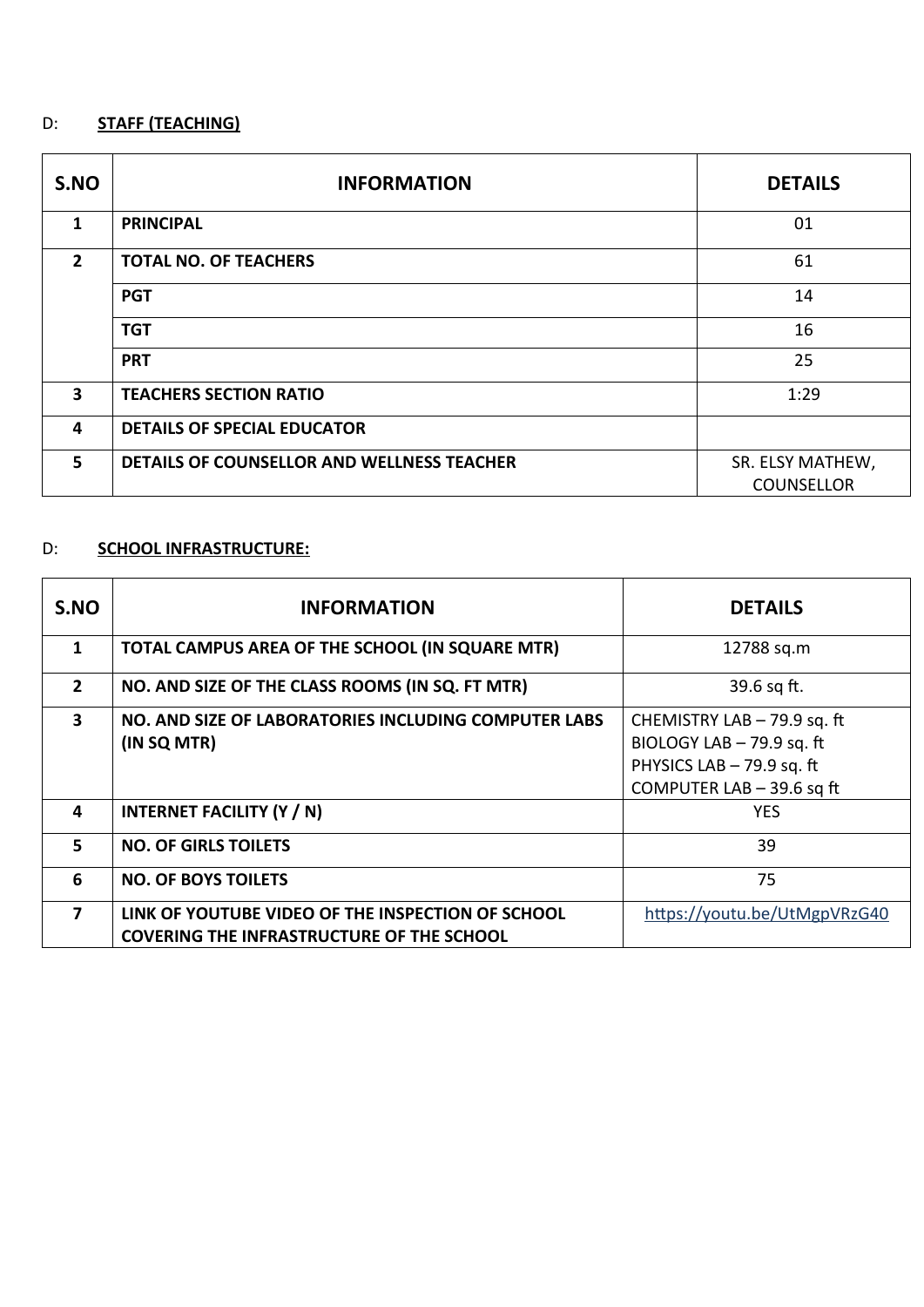D: **STAFF (TEACHING)**

| S.NO | INFORMATION | DETAILS |
|---|---|---|
| 1 | **PRINCIPAL** | 01 |
| 2 | **TOTAL NO. OF TEACHERS** | 61 |
| | **PGT** | 14 |
| | **TGT** | 16 |
| | **PRT** | 25 |
| 3 | **TEACHERS SECTION RATIO** | 1:29 |
| 4 | **DETAILS OF SPECIAL EDUCATOR** | |
| 5 | **DETAILS OF COUNSELLOR AND WELLNESS TEACHER** | SR. ELSY MATHEW, COUNSELLOR |

D: **SCHOOL INFRASTRUCTURE:**

| S.NO | INFORMATION | DETAILS |
|---|---|---|
| 1 | **TOTAL CAMPUS AREA OF THE SCHOOL (IN SQUARE MTR)** | 12788 sq.m |
| 2 | **NO. AND SIZE OF THE CLASS ROOMS (IN SQ. FT MTR)** | 39.6 sq ft. |
| 3 | **NO. AND SIZE OF LABORATORIES INCLUDING COMPUTER LABS (IN SQ MTR)** | CHEMISTRY LAB – 79.9 sq. ft<br>BIOLOGY LAB – 79.9 sq. ft<br>PHYSICS LAB – 79.9 sq. ft<br>COMPUTER LAB – 39.6 sq ft |
| 4 | **INTERNET FACILITY (Y / N)** | YES |
| 5 | **NO. OF GIRLS TOILETS** | 39 |
| 6 | **NO. OF BOYS TOILETS** | 75 |
| 7 | **LINK OF YOUTUBE VIDEO OF THE INSPECTION OF SCHOOL COVERING THE INFRASTRUCTURE OF THE SCHOOL** | https://youtu.be/UtMgpVRzG40 |